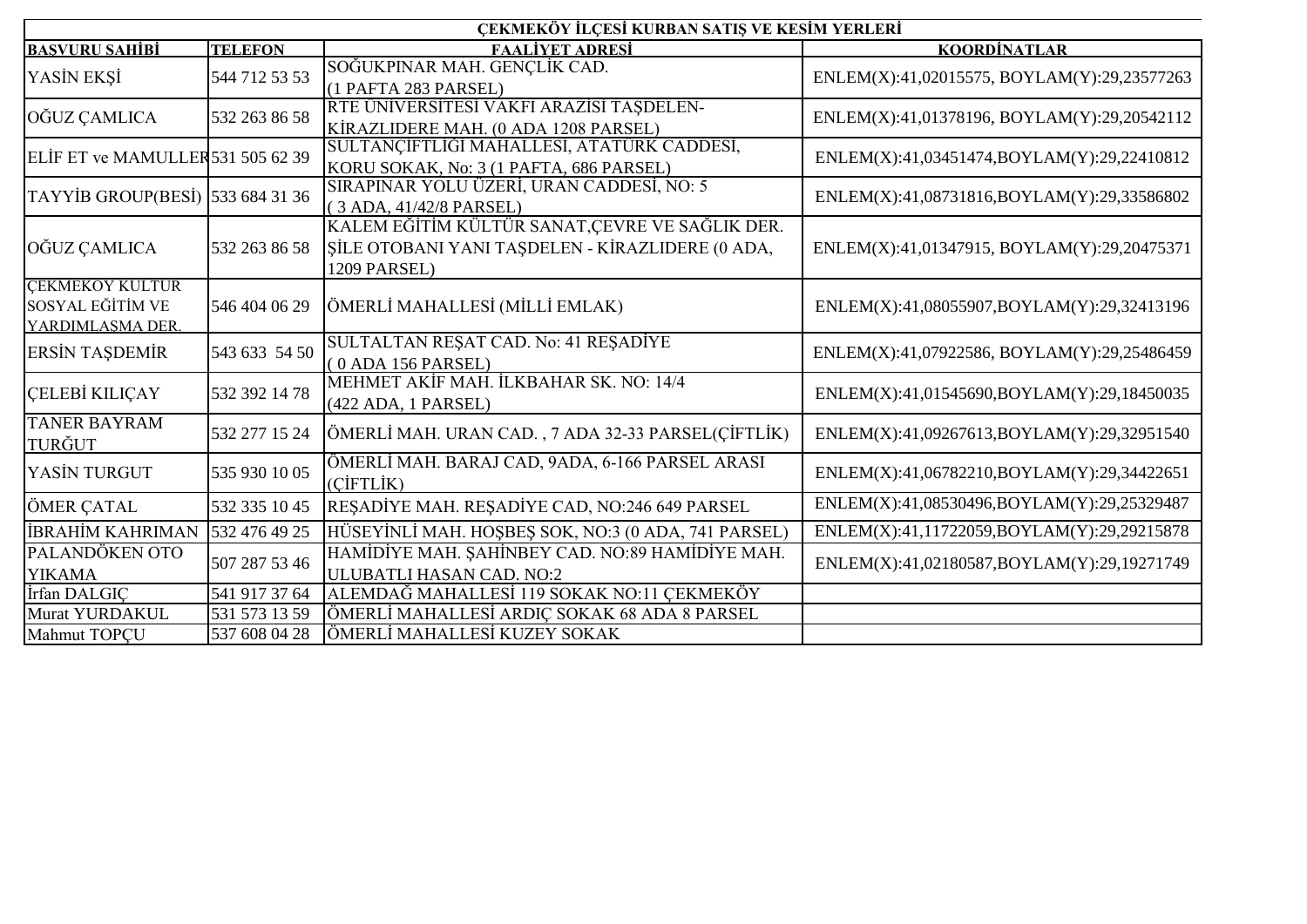| ÇEKMEKÖY İLÇESİ KURBAN SATIŞ VE KESİM YERLERİ | | | |
|---|---|---|---|
| **BAŞVURU SAHİBİ** | **TELEFON** | **FAALİYET ADRESİ** | **KOORDİNATLAR** |
| YASİN EKŞİ | 544 712 53 53 | SOĞUKPINAR MAH. GENÇLİK CAD. (1 PAFTA 283 PARSEL) | ENLEM(X):41,02015575, BOYLAM(Y):29,23577263 |
| OĞUZ ÇAMLICA | 532 263 86 58 | RTE ÜNİVERSİTESİ VAKFI ARAZİSİ TAŞDELEN-KİRAZLIDERE MAH. (0 ADA 1208 PARSEL) | ENLEM(X):41,01378196, BOYLAM(Y):29,20542112 |
| ELİF ET ve MAMULLER | 531 505 62 39 | SULTANÇİFTLİĞİ MAHALLESİ, ATATÜRK CADDESİ, KORU SOKAK, No: 3 (1 PAFTA, 686 PARSEL) | ENLEM(X):41,03451474,BOYLAM(Y):29,22410812 |
| TAYYİB GROUP(BESİ) | 533 684 31 36 | SIRAPINAR YOLU ÜZERİ, URAN CADDESİ, NO: 5 ( 3 ADA, 41/42/8 PARSEL) | ENLEM(X):41,08731816,BOYLAM(Y):29,33586802 |
| OĞUZ ÇAMLICA | 532 263 86 58 | KALEM EĞİTİM KÜLTÜR SANAT,ÇEVRE VE SAĞLIK DER. ŞİLE OTOBANI YANI TAŞDELEN - KİRAZLIDERE (0 ADA, 1209 PARSEL) | ENLEM(X):41,01347915, BOYLAM(Y):29,20475371 |
| ÇEKMEKÖY KÜLTÜR SOSYAL EĞİTİM VE YARDIMLAŞMA DER. | 546 404 06 29 | ÖMERLİ MAHALLESİ (MİLLİ EMLAK) | ENLEM(X):41,08055907,BOYLAM(Y):29,32413196 |
| ERSİN TAŞDEMİR | 543 633 54 50 | SULTALTAN REŞAT CAD. No: 41 REŞADİYE ( 0 ADA 156 PARSEL) | ENLEM(X):41,07922586, BOYLAM(Y):29,25486459 |
| ÇELEBİ KILIÇAY | 532 392 14 78 | MEHMET AKİF MAH. İLKBAHAR SK. NO: 14/4 (422 ADA, 1 PARSEL) | ENLEM(X):41,01545690,BOYLAM(Y):29,18450035 |
| TANER BAYRAM TURĞUT | 532 277 15 24 | ÖMERLİ MAH. URAN CAD. , 7 ADA 32-33 PARSEL(ÇİFTLİK) | ENLEM(X):41,09267613,BOYLAM(Y):29,32951540 |
| YASİN TURGUT | 535 930 10 05 | ÖMERLİ MAH. BARAJ CAD, 9ADA, 6-166 PARSEL ARASI (ÇİFTLİK) | ENLEM(X):41,06782210,BOYLAM(Y):29,34422651 |
| ÖMER ÇATAL | 532 335 10 45 | REŞADİYE MAH. REŞADİYE CAD, NO:246 649 PARSEL | ENLEM(X):41,08530496,BOYLAM(Y):29,25329487 |
| İBRAHİM KAHRIMAN | 532 476 49 25 | HÜSEYİNLİ MAH. HOŞBEŞ SOK, NO:3 (0 ADA, 741 PARSEL) | ENLEM(X):41,11722059,BOYLAM(Y):29,29215878 |
| PALANDÖKEN OTO YIKAMA | 507 287 53 46 | HAMİDİYE MAH. ŞAHİNBEY CAD. NO:89 HAMİDİYE MAH. ULUBATLI HASAN CAD. NO:2 | ENLEM(X):41,02180587,BOYLAM(Y):29,19271749 |
| İrfan DALGIÇ | 541 917 37 64 | ALEMDAĞ MAHALLESİ 119 SOKAK NO:11 ÇEKMEKÖY | |
| Murat YURDAKUL | 531 573 13 59 | ÖMERLİ MAHALLESİ ARDIÇ SOKAK 68 ADA 8 PARSEL | |
| Mahmut TOPÇU | 537 608 04 28 | ÖMERLİ MAHALLESİ KUZEY SOKAK | |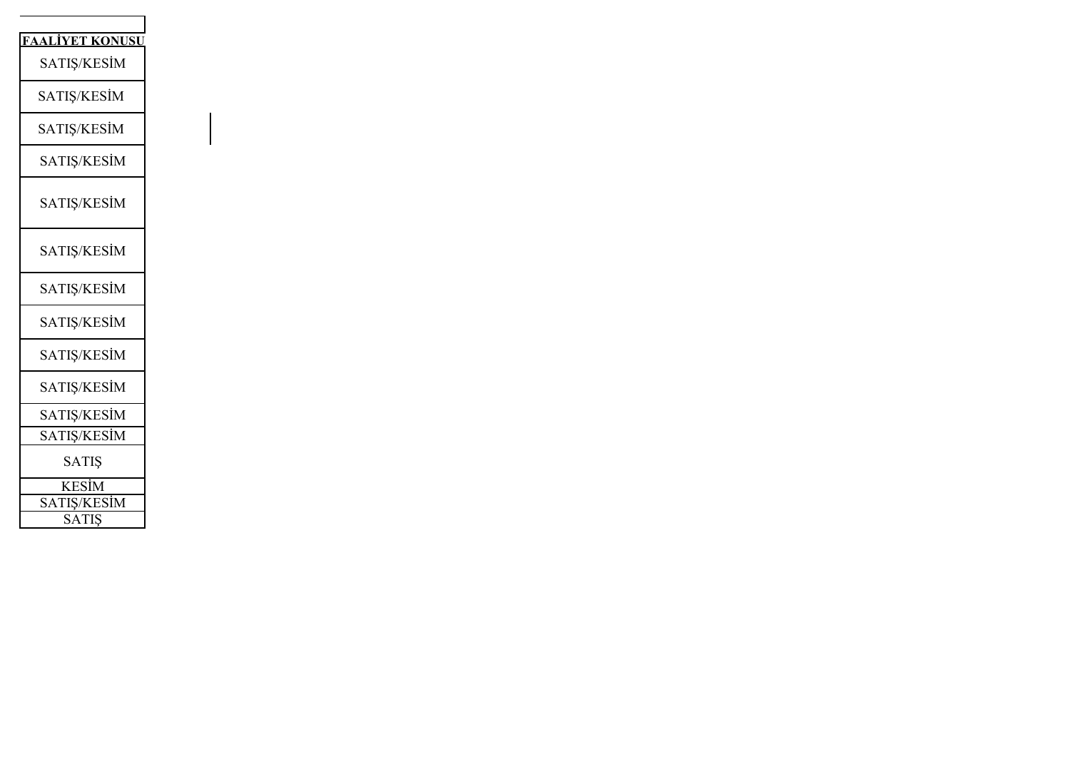| |
|---|
| **FAALİYET KONUSU** |
| SATIŞ/KESİM |
| SATIŞ/KESİM |
| SATIŞ/KESİM |
| SATIŞ/KESİM |
| SATIŞ/KESİM |
| SATIŞ/KESİM |
| SATIŞ/KESİM |
| SATIŞ/KESİM |
| SATIŞ/KESİM |
| SATIŞ/KESİM |
| SATIŞ/KESİM |
| SATIŞ/KESİM |
| SATIŞ |
| KESİM |
| SATIŞ/KESİM |
| SATIŞ |